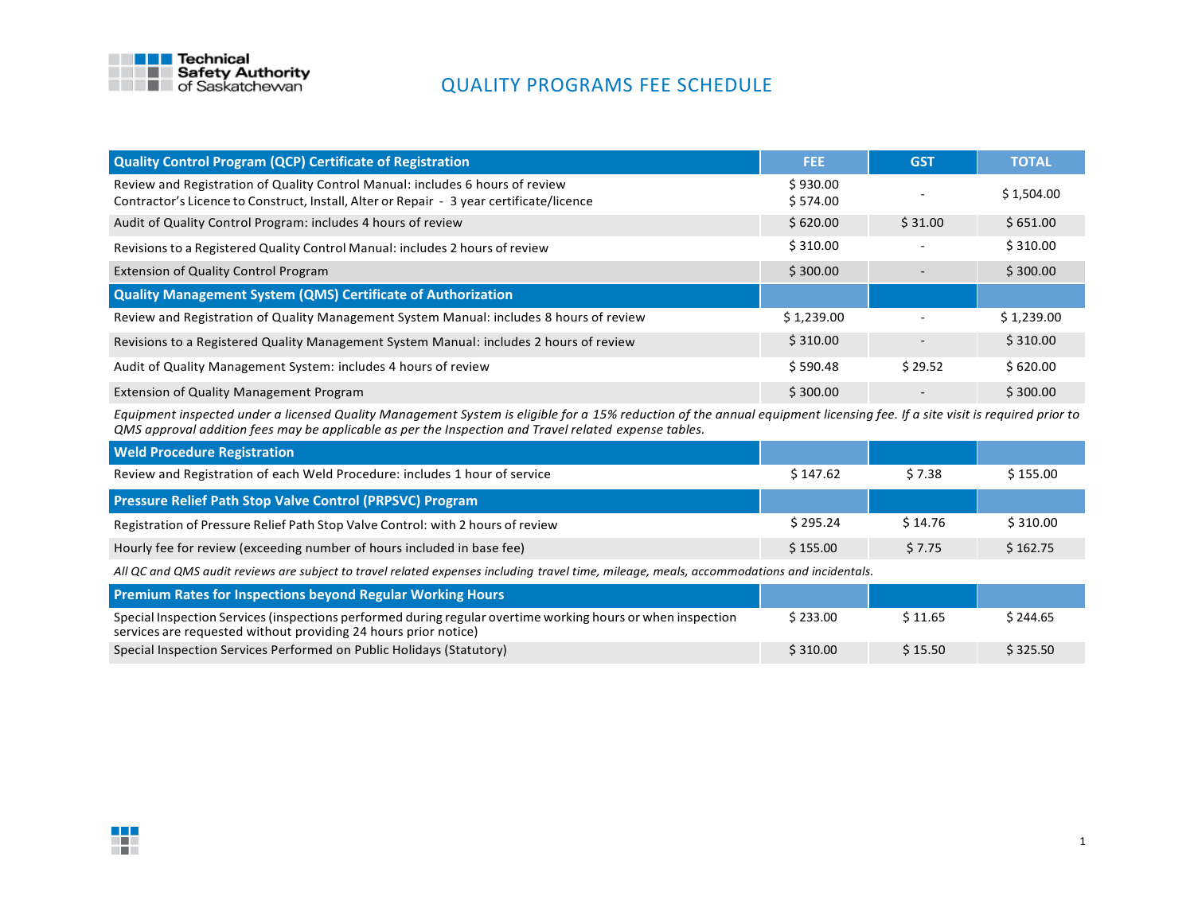Technical Safety Authority of Saskatchewan

# QUALITY PROGRAMS FEE SCHEDULE

| Quality Control Program (QCP) Certificate of Registration | FEE | GST | TOTAL |
|---|---|---|---|
| Review and Registration of Quality Control Manual: includes 6 hours of review<br>Contractor's Licence to Construct, Install, Alter or Repair - 3 year certificate/licence | $ 930.00<br>$ 574.00 | - | $ 1,504.00 |
| Audit of Quality Control Program: includes 4 hours of review | $ 620.00 | $ 31.00 | $ 651.00 |
| Revisions to a Registered Quality Control Manual: includes 2 hours of review | $ 310.00 | - | $ 310.00 |
| Extension of Quality Control Program | $ 300.00 | - | $ 300.00 |
| **Quality Management System (QMS) Certificate of Authorization** | | | |
| Review and Registration of Quality Management System Manual: includes 8 hours of review | $ 1,239.00 | - | $ 1,239.00 |
| Revisions to a Registered Quality Management System Manual: includes 2 hours of review | $ 310.00 | - | $ 310.00 |
| Audit of Quality Management System: includes 4 hours of review | $ 590.48 | $ 29.52 | $ 620.00 |
| Extension of Quality Management Program | $ 300.00 | - | $ 300.00 |

*Equipment inspected under a licensed Quality Management System is eligible for a 15% reduction of the annual equipment licensing fee. If a site visit is required prior to QMS approval addition fees may be applicable as per the Inspection and Travel related expense tables.*

| Weld Procedure Registration | FEE | GST | TOTAL |
|---|---|---|---|
| Review and Registration of each Weld Procedure: includes 1 hour of service | $ 147.62 | $ 7.38 | $ 155.00 |
| **Pressure Relief Path Stop Valve Control (PRPSVC) Program** | | | |
| Registration of Pressure Relief Path Stop Valve Control: with 2 hours of review | $ 295.24 | $ 14.76 | $ 310.00 |
| Hourly fee for review (exceeding number of hours included in base fee) | $ 155.00 | $ 7.75 | $ 162.75 |

*All QC and QMS audit reviews are subject to travel related expenses including travel time, mileage, meals, accommodations and incidentals.*

| Premium Rates for Inspections beyond Regular Working Hours | FEE | GST | TOTAL |
|---|---|---|---|
| Special Inspection Services (inspections performed during regular overtime working hours or when inspection services are requested without providing 24 hours prior notice) | $ 233.00 | $ 11.65 | $ 244.65 |
| Special Inspection Services Performed on Public Holidays (Statutory) | $ 310.00 | $ 15.50 | $ 325.50 |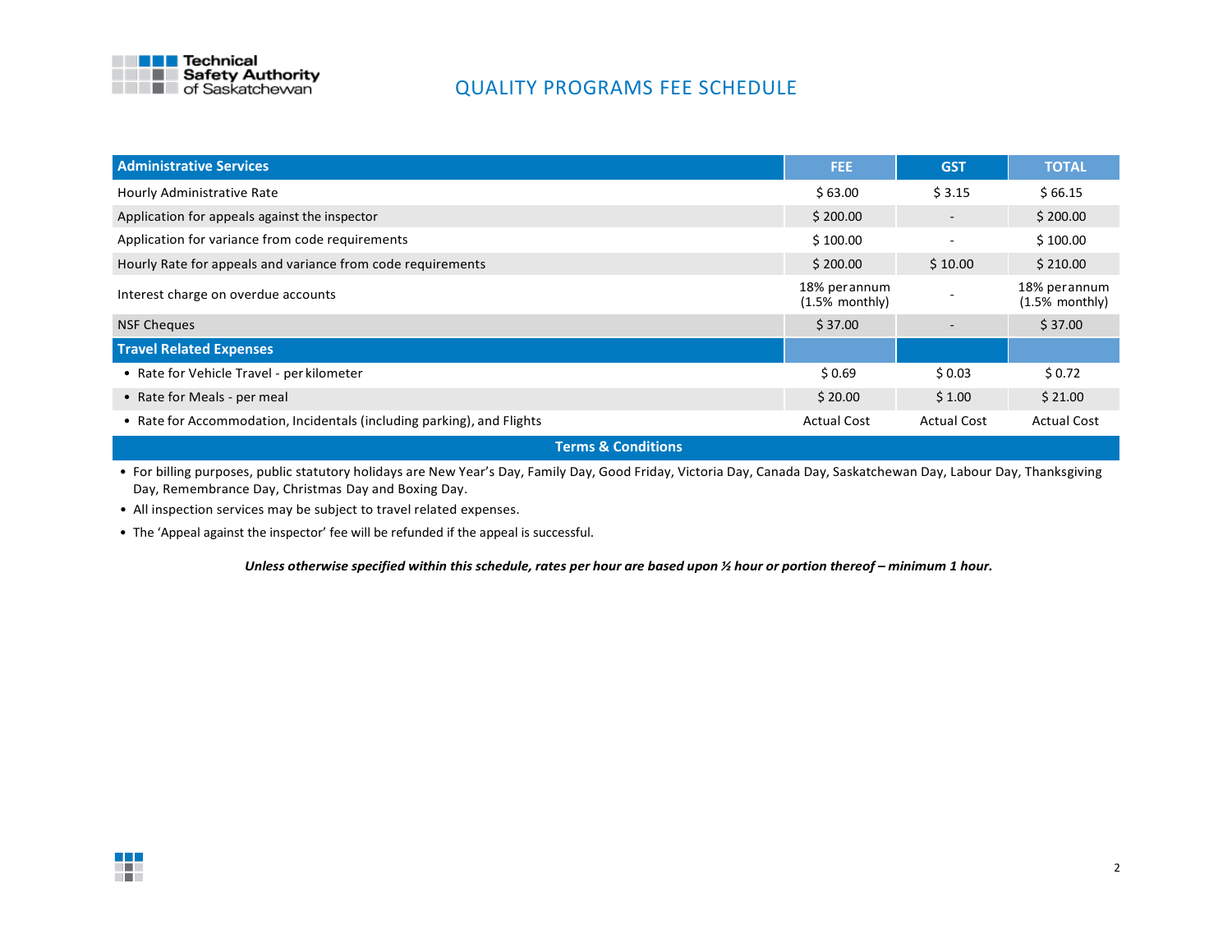# QUALITY PROGRAMS FEE SCHEDULE

| Administrative Services | FEE | GST | TOTAL |
|---|---|---|---|
| Hourly Administrative Rate | $ 63.00 | $ 3.15 | $ 66.15 |
| Application for appeals against the inspector | $ 200.00 | - | $ 200.00 |
| Application for variance from code requirements | $ 100.00 | - | $ 100.00 |
| Hourly Rate for appeals and variance from code requirements | $ 200.00 | $ 10.00 | $ 210.00 |
| Interest charge on overdue accounts | 18% per annum (1.5% monthly) | - | 18% per annum (1.5% monthly) |
| NSF Cheques | $ 37.00 | - | $ 37.00 |
| **Travel Related Expenses** | | | |
| • Rate for Vehicle Travel - per kilometer | $ 0.69 | $ 0.03 | $ 0.72 |
| • Rate for Meals - per meal | $ 20.00 | $ 1.00 | $ 21.00 |
| • Rate for Accommodation, Incidentals (including parking), and Flights | Actual Cost | Actual Cost | Actual Cost |

## Terms & Conditions

- For billing purposes, public statutory holidays are New Year's Day, Family Day, Good Friday, Victoria Day, Canada Day, Saskatchewan Day, Labour Day, Thanksgiving Day, Remembrance Day, Christmas Day and Boxing Day.
- All inspection services may be subject to travel related expenses.
- The 'Appeal against the inspector' fee will be refunded if the appeal is successful.

***Unless otherwise specified within this schedule, rates per hour are based upon ½ hour or portion thereof – minimum 1 hour.***